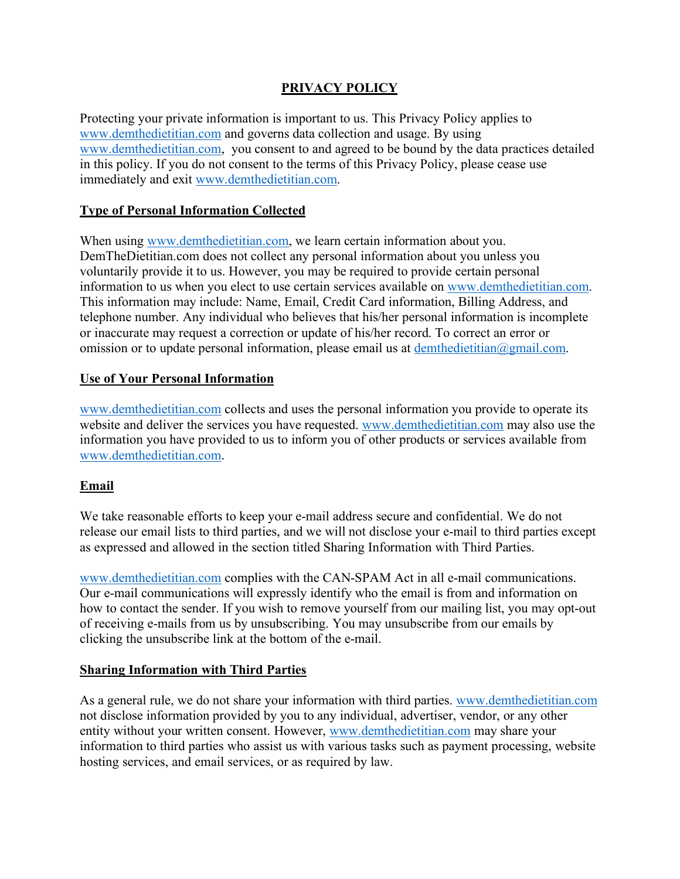# PRIVACY POLICY

Protecting your private information is important to us. This Privacy Policy applies to www.demthedietitian.com and governs data collection and usage. By using www.demthedietitian.com, you consent to and agreed to be bound by the data practices detailed in this policy. If you do not consent to the terms of this Privacy Policy, please cease use immediately and exit www.demthedietitian.com.

## Type of Personal Information Collected

When using www.demthedietitian.com, we learn certain information about you. DemTheDietitian.com does not collect any personal information about you unless you voluntarily provide it to us. However, you may be required to provide certain personal information to us when you elect to use certain services available on www.demthedietitian.com. This information may include: Name, Email, Credit Card information, Billing Address, and telephone number. Any individual who believes that his/her personal information is incomplete or inaccurate may request a correction or update of his/her record. To correct an error or omission or to update personal information, please email us at demthedietitian@gmail.com.

## Use of Your Personal Information

www.demthedietitian.com collects and uses the personal information you provide to operate its website and deliver the services you have requested. www.demthedietitian.com may also use the information you have provided to us to inform you of other products or services available from www.demthedietitian.com.

## Email

We take reasonable efforts to keep your e-mail address secure and confidential. We do not release our email lists to third parties, and we will not disclose your e-mail to third parties except as expressed and allowed in the section titled Sharing Information with Third Parties.

www.demthedietitian.com complies with the CAN-SPAM Act in all e-mail communications. Our e-mail communications will expressly identify who the email is from and information on how to contact the sender. If you wish to remove yourself from our mailing list, you may opt-out of receiving e-mails from us by unsubscribing. You may unsubscribe from our emails by clicking the unsubscribe link at the bottom of the e-mail.

## Sharing Information with Third Parties

As a general rule, we do not share your information with third parties. www.demthedietitian.com not disclose information provided by you to any individual, advertiser, vendor, or any other entity without your written consent. However, www.demthedietitian.com may share your information to third parties who assist us with various tasks such as payment processing, website hosting services, and email services, or as required by law.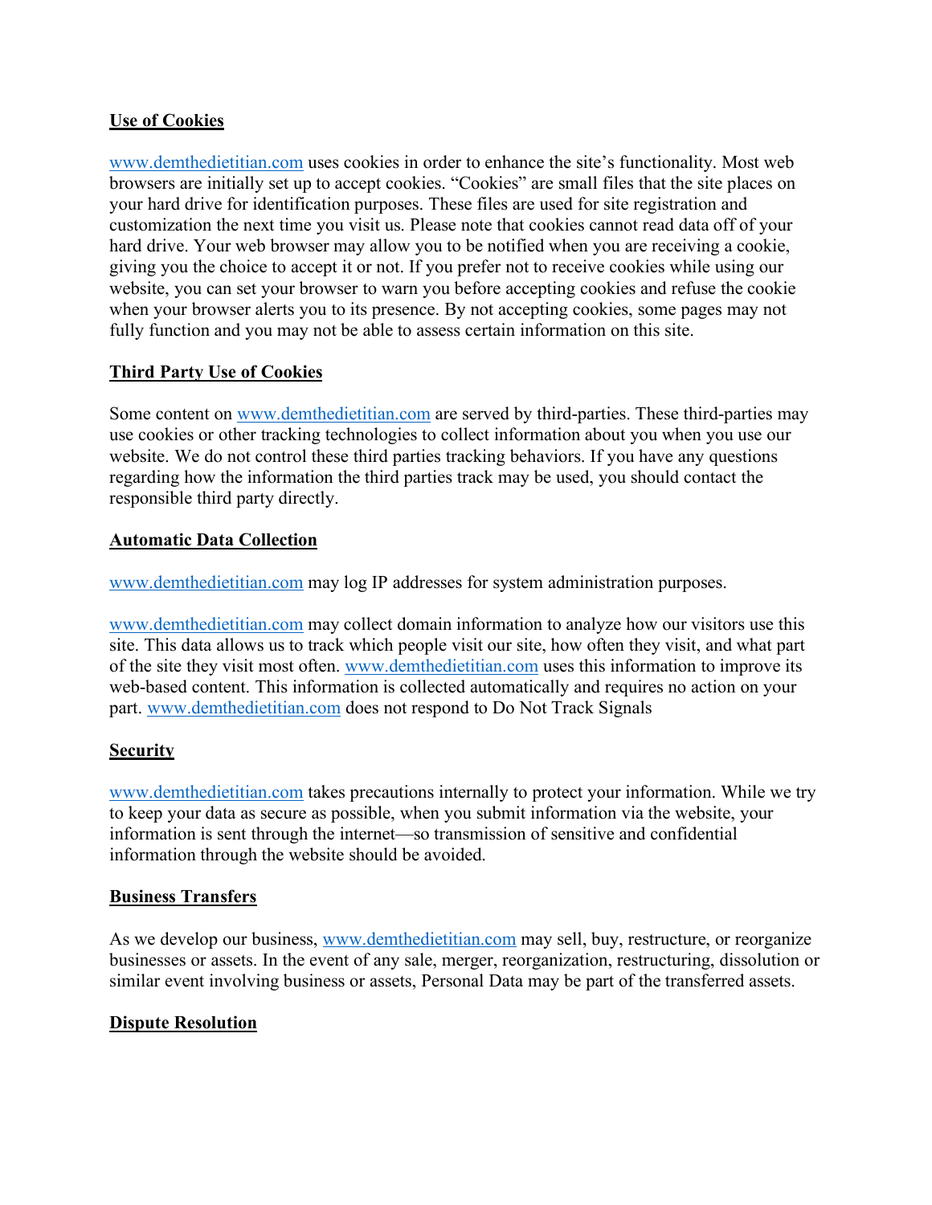**Use of Cookies**

www.demthedietitian.com uses cookies in order to enhance the site's functionality. Most web browsers are initially set up to accept cookies. "Cookies" are small files that the site places on your hard drive for identification purposes. These files are used for site registration and customization the next time you visit us. Please note that cookies cannot read data off of your hard drive. Your web browser may allow you to be notified when you are receiving a cookie, giving you the choice to accept it or not. If you prefer not to receive cookies while using our website, you can set your browser to warn you before accepting cookies and refuse the cookie when your browser alerts you to its presence. By not accepting cookies, some pages may not fully function and you may not be able to assess certain information on this site.

**Third Party Use of Cookies**

Some content on www.demthedietitian.com are served by third-parties. These third-parties may use cookies or other tracking technologies to collect information about you when you use our website. We do not control these third parties tracking behaviors. If you have any questions regarding how the information the third parties track may be used, you should contact the responsible third party directly.

**Automatic Data Collection**

www.demthedietitian.com may log IP addresses for system administration purposes.

www.demthedietitian.com may collect domain information to analyze how our visitors use this site. This data allows us to track which people visit our site, how often they visit, and what part of the site they visit most often. www.demthedietitian.com uses this information to improve its web-based content. This information is collected automatically and requires no action on your part. www.demthedietitian.com does not respond to Do Not Track Signals

**Security**

www.demthedietitian.com takes precautions internally to protect your information. While we try to keep your data as secure as possible, when you submit information via the website, your information is sent through the internet—so transmission of sensitive and confidential information through the website should be avoided.

**Business Transfers**

As we develop our business, www.demthedietitian.com may sell, buy, restructure, or reorganize businesses or assets. In the event of any sale, merger, reorganization, restructuring, dissolution or similar event involving business or assets, Personal Data may be part of the transferred assets.

**Dispute Resolution**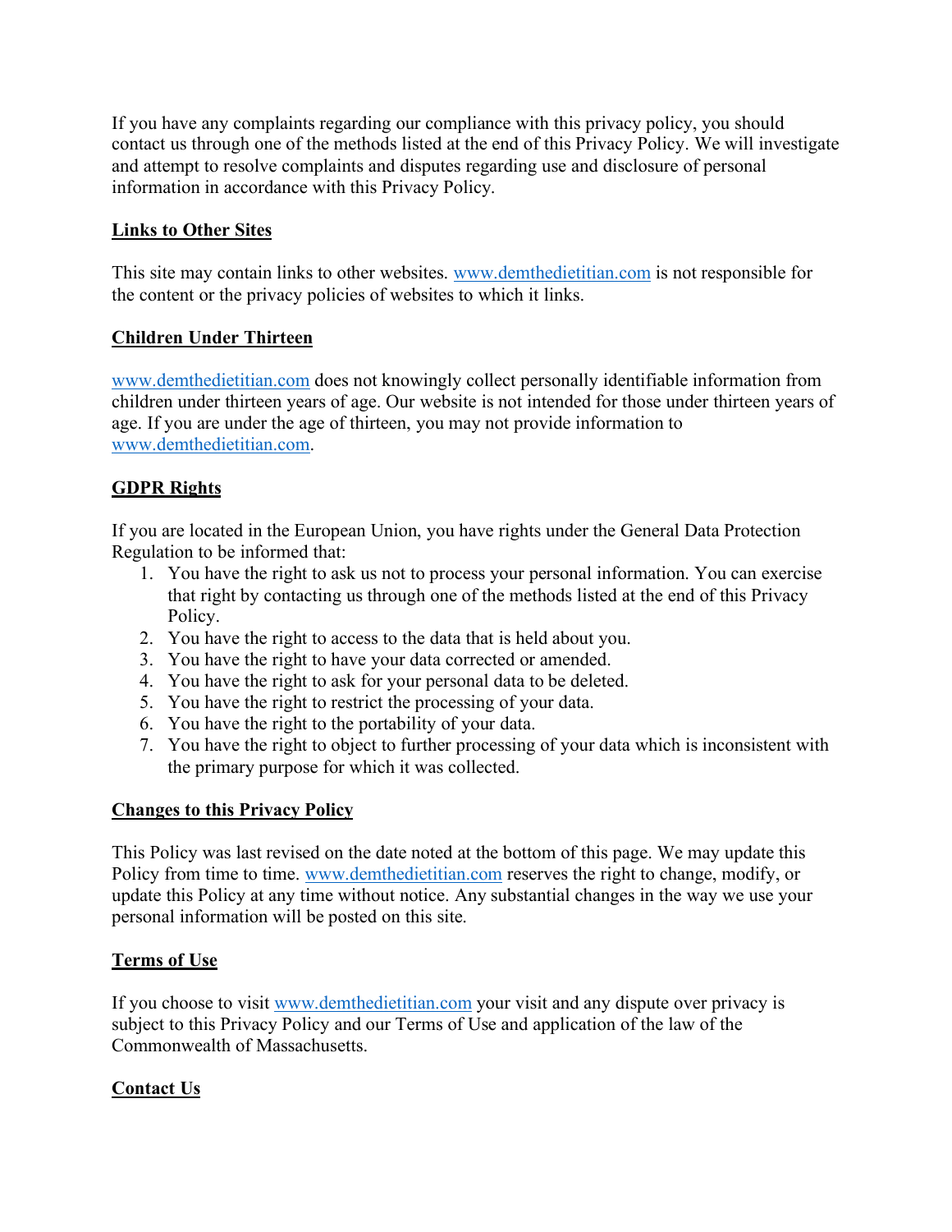If you have any complaints regarding our compliance with this privacy policy, you should contact us through one of the methods listed at the end of this Privacy Policy. We will investigate and attempt to resolve complaints and disputes regarding use and disclosure of personal information in accordance with this Privacy Policy.

## Links to Other Sites

This site may contain links to other websites. www.demthedietitian.com is not responsible for the content or the privacy policies of websites to which it links.

## Children Under Thirteen

www.demthedietitian.com does not knowingly collect personally identifiable information from children under thirteen years of age. Our website is not intended for those under thirteen years of age. If you are under the age of thirteen, you may not provide information to www.demthedietitian.com.

## GDPR Rights

If you are located in the European Union, you have rights under the General Data Protection Regulation to be informed that:

1. You have the right to ask us not to process your personal information. You can exercise that right by contacting us through one of the methods listed at the end of this Privacy Policy.
2. You have the right to access to the data that is held about you.
3. You have the right to have your data corrected or amended.
4. You have the right to ask for your personal data to be deleted.
5. You have the right to restrict the processing of your data.
6. You have the right to the portability of your data.
7. You have the right to object to further processing of your data which is inconsistent with the primary purpose for which it was collected.

## Changes to this Privacy Policy

This Policy was last revised on the date noted at the bottom of this page. We may update this Policy from time to time. www.demthedietitian.com reserves the right to change, modify, or update this Policy at any time without notice. Any substantial changes in the way we use your personal information will be posted on this site.

## Terms of Use

If you choose to visit www.demthedietitian.com your visit and any dispute over privacy is subject to this Privacy Policy and our Terms of Use and application of the law of the Commonwealth of Massachusetts.

## Contact Us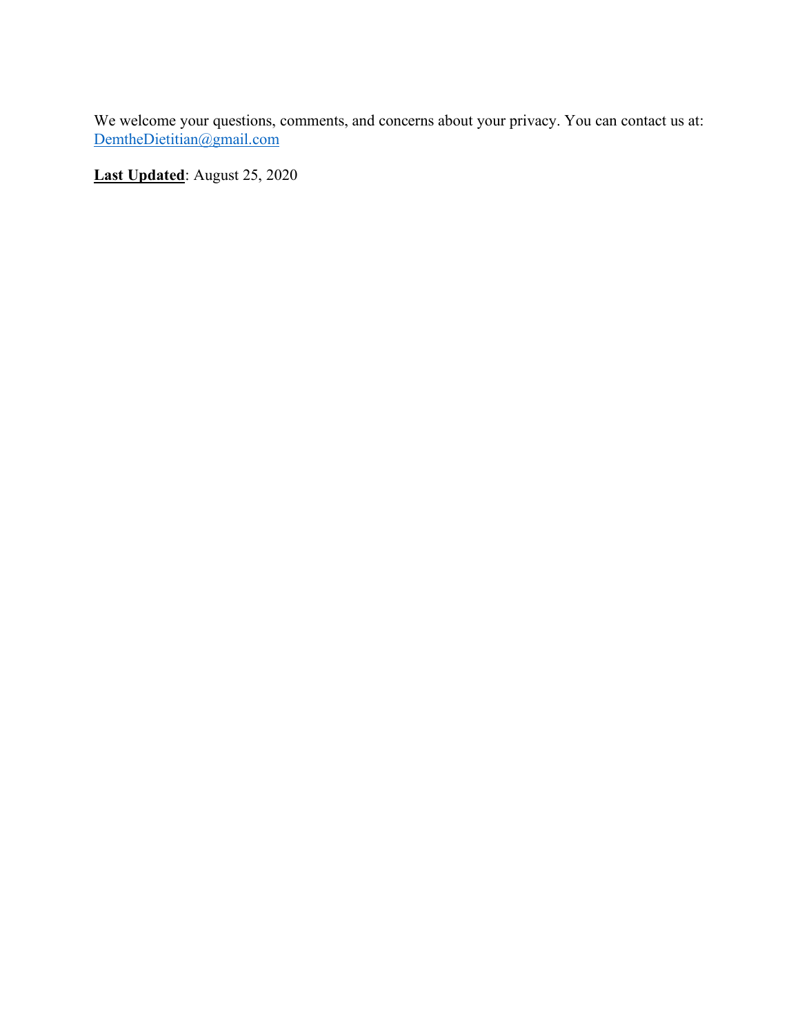We welcome your questions, comments, and concerns about your privacy. You can contact us at: [DemtheDietitian@gmail.com](mailto:DemtheDietitian@gmail.com)

**Last Updated**: August 25, 2020